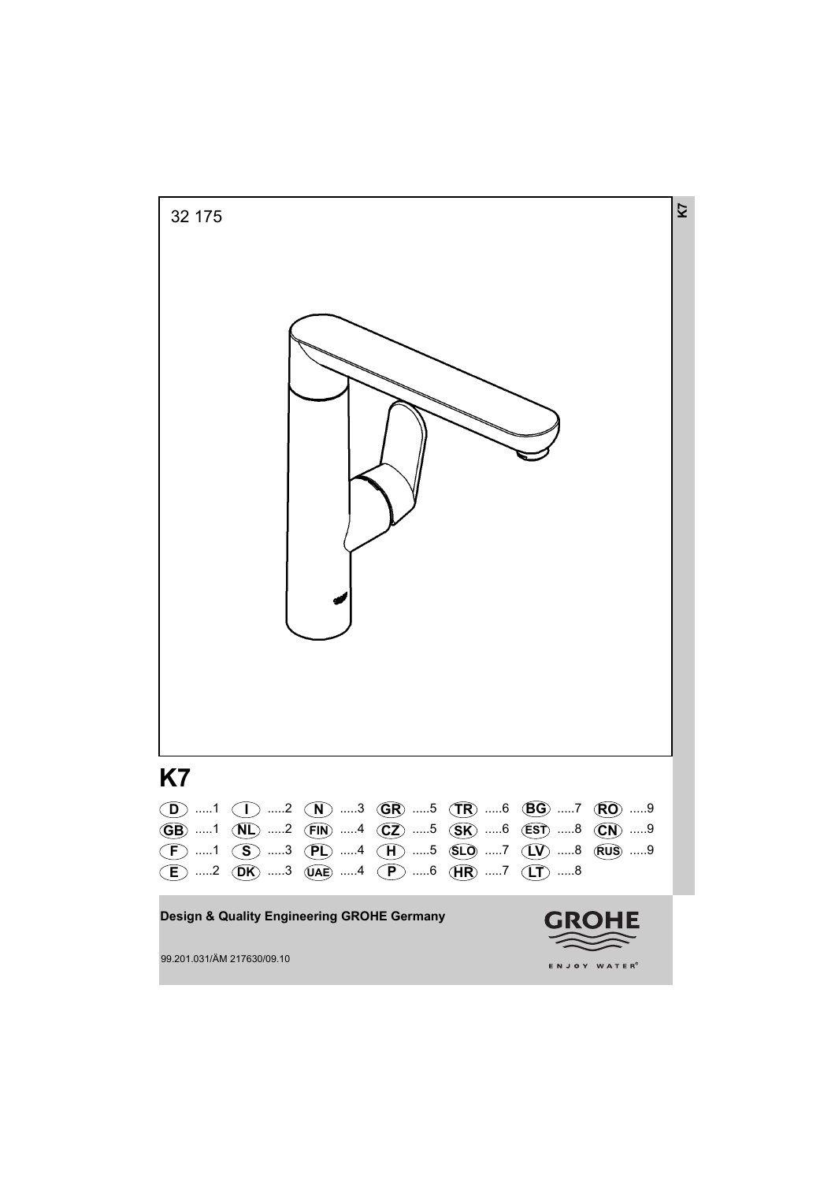32 175

# K7

| | | | | | | |
|---|---|---|---|---|---|---|
| D .....1 | I .....2 | N .....3 | GR .....5 | TR .....6 | BG .....7 | RO .....9 |
| GB .....1 | NL .....2 | FIN .....4 | CZ .....5 | SK .....6 | EST .....8 | CN .....9 |
| F .....1 | S .....3 | PL .....4 | H .....5 | SLO .....7 | LV .....8 | RUS .....9 |
| E .....2 | DK .....3 | UAE .....4 | P .....6 | HR .....7 | LT .....8 | |

**Design & Quality Engineering GROHE Germany**

GROHE

ENJOY WATER®

99.201.031/ÄM 217630/09.10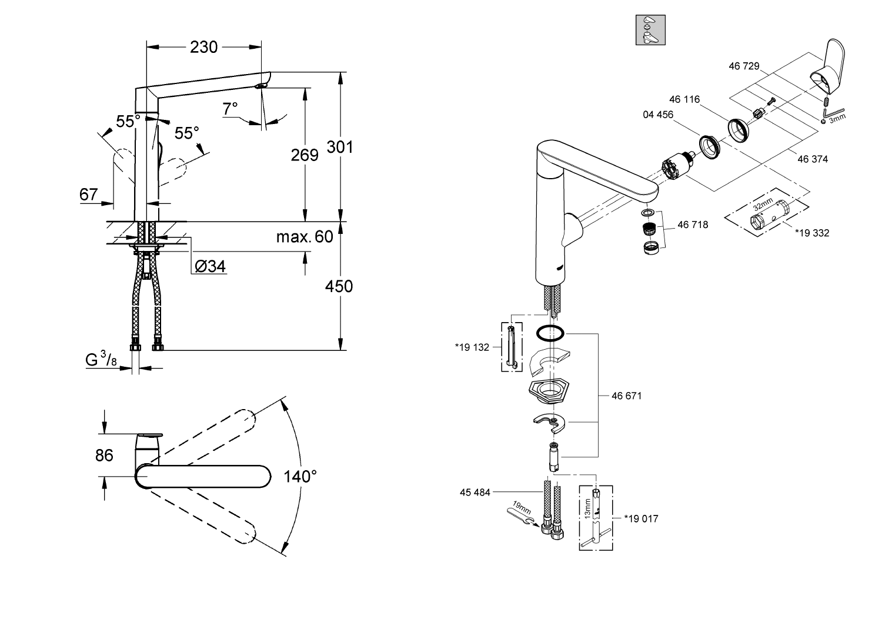230

55° 55°

7°

269

301

67

max. 60

Ø34

450

G 3/8

86

140°

46 729

46 116

04 456

3mm

46 374

46 718

32mm

*19 332

*19 132

46 671

45 484

19mm

13mm

*19 017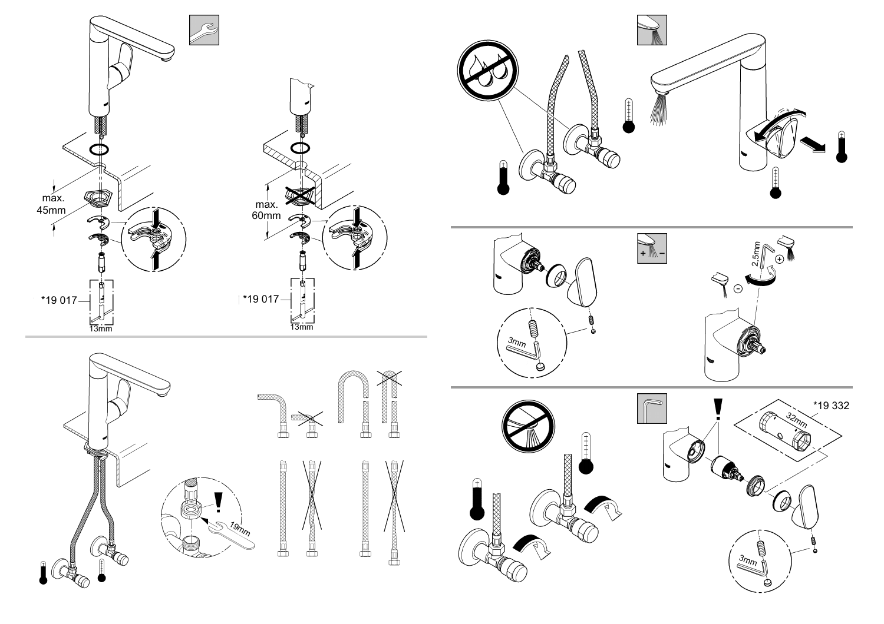max.
45mm

*19 017

13mm

max.
60mm

*19 017

13mm

19mm

3mm

2.5mm

*19 332

32mm

3mm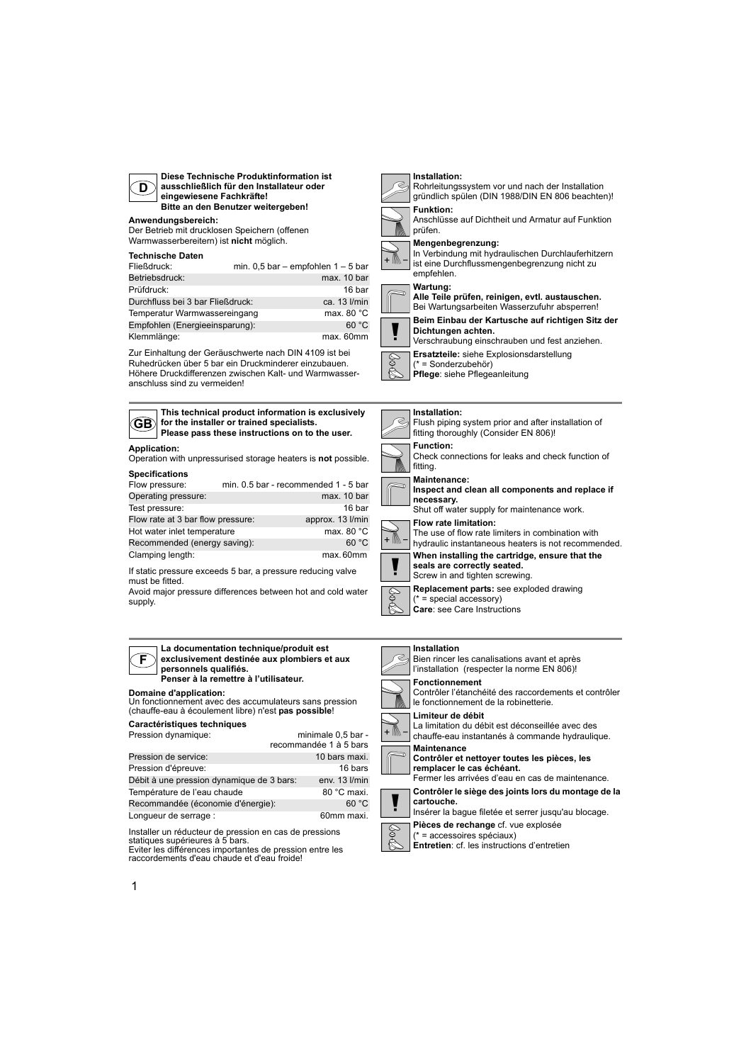## D

**Diese Technische Produktinformation ist ausschließlich für den Installateur oder eingewiesene Fachkräfte!**
**Bitte an den Benutzer weitergeben!**

**Anwendungsbereich:**
Der Betrieb mit drucklosen Speichern (offenen Warmwasserbereitern) ist **nicht** möglich.

**Technische Daten**

| | |
|---|---|
| Fließdruck: | min. 0,5 bar – empfohlen 1 – 5 bar |
| Betriebsdruck: | max. 10 bar |
| Prüfdruck: | 16 bar |
| Durchfluss bei 3 bar Fließdruck: | ca. 13 l/min |
| Temperatur Warmwassereingang | max. 80 °C |
| Empfohlen (Energieeinsparung): | 60 °C |
| Klemmlänge: | max. 60mm |

Zur Einhaltung der Geräuschwerte nach DIN 4109 ist bei Ruhedrücken über 5 bar ein Druckminderer einzubauen. Höhere Druckdifferenzen zwischen Kalt- und Warmwasseranschluss sind zu vermeiden!

**Installation:**
Rohrleitungssystem vor und nach der Installation gründlich spülen (DIN 1988/DIN EN 806 beachten)!

**Funktion:**
Anschlüsse auf Dichtheit und Armatur auf Funktion prüfen.

**Mengenbegrenzung:**
In Verbindung mit hydraulischen Durchlauferhitzern ist eine Durchflussmengenbegrenzung nicht zu empfehlen.

**Wartung:**
**Alle Teile prüfen, reinigen, evtl. austauschen.**
Bei Wartungsarbeiten Wasserzufuhr absperren!

**Beim Einbau der Kartusche auf richtigen Sitz der Dichtungen achten.**
Verschraubung einschrauben und fest anziehen.

**Ersatzteile:** siehe Explosionsdarstellung
(* = Sonderzubehör)
**Pflege**: siehe Pflegeanleitung

## GB

**This technical product information is exclusively for the installer or trained specialists.**
**Please pass these instructions on to the user.**

**Application:**
Operation with unpressurised storage heaters is **not** possible.

**Specifications**

| | |
|---|---|
| Flow pressure: | min. 0.5 bar - recommended 1 - 5 bar |
| Operating pressure: | max. 10 bar |
| Test pressure: | 16 bar |
| Flow rate at 3 bar flow pressure: | approx. 13 l/min |
| Hot water inlet temperature | max. 80 °C |
| Recommended (energy saving): | 60 °C |
| Clamping length: | max. 60mm |

If static pressure exceeds 5 bar, a pressure reducing valve must be fitted.
Avoid major pressure differences between hot and cold water supply.

**Installation:**
Flush piping system prior and after installation of fitting thoroughly (Consider EN 806)!

**Function:**
Check connections for leaks and check function of fitting.

**Maintenance:**
**Inspect and clean all components and replace if necessary.**
Shut off water supply for maintenance work.

**Flow rate limitation:**
The use of flow rate limiters in combination with hydraulic instantaneous heaters is not recommended.

**When installing the cartridge, ensure that the seals are correctly seated.**
Screw in and tighten screwing.

**Replacement parts:** see exploded drawing
(* = special accessory)
**Care**: see Care Instructions

## F

**La documentation technique/produit est exclusivement destinée aux plombiers et aux personnels qualifiés.**
**Penser à la remettre à l'utilisateur.**

**Domaine d'application:**
Un fonctionnement avec des accumulateurs sans pression (chauffe-eau à écoulement libre) n'est **pas possible**!

**Caractéristiques techniques**

| | |
|---|---|
| Pression dynamique: | minimale 0,5 bar - recommandée 1 à 5 bars |
| Pression de service: | 10 bars maxi. |
| Pression d'épreuve: | 16 bars |
| Débit à une pression dynamique de 3 bars: | env. 13 l/min |
| Température de l'eau chaude | 80 °C maxi. |
| Recommandée (économie d'énergie): | 60 °C |
| Longueur de serrage : | 60mm maxi. |

Installer un réducteur de pression en cas de pressions statiques supérieures à 5 bars.
Eviter les différences importantes de pression entre les raccordements d'eau chaude et d'eau froide!

**Installation**
Bien rincer les canalisations avant et après l'installation (respecter la norme EN 806)!

**Fonctionnement**
Contrôler l'étanchéité des raccordements et contrôler le fonctionnement de la robinetterie.

**Limiteur de débit**
La limitation du débit est déconseillée avec des chauffe-eau instantanés à commande hydraulique.

**Maintenance**
**Contrôler et nettoyer toutes les pièces, les remplacer le cas échéant.**
Fermer les arrivées d'eau en cas de maintenance.

**Contrôler le siège des joints lors du montage de la cartouche.**
Insérer la bague filetée et serrer jusqu'au blocage.

**Pièces de rechange** cf. vue explosée
(* = accessoires spéciaux)
**Entretien**: cf. les instructions d'entretien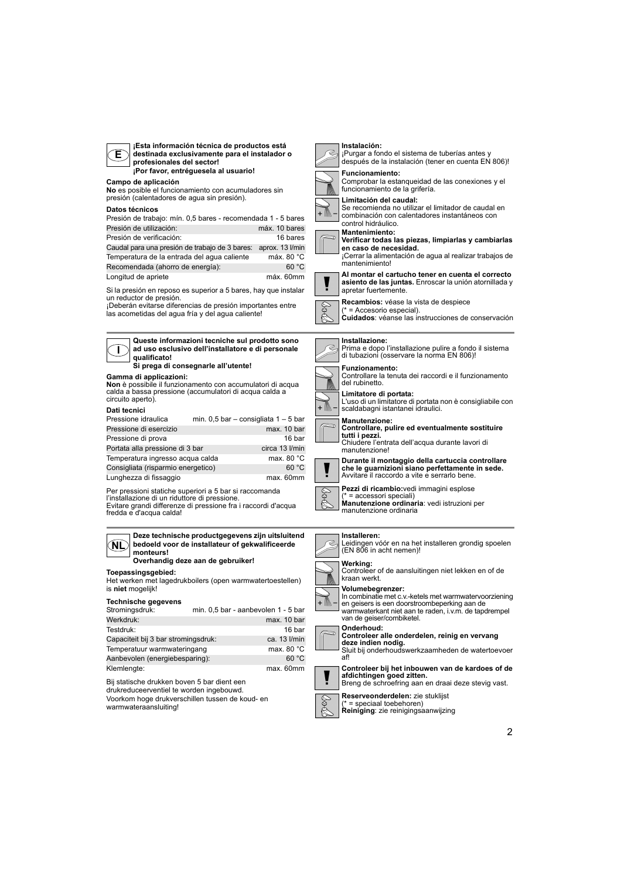## E

**¡Esta información técnica de productos está destinada exclusivamente para el instalador o profesionales del sector!**
**¡Por favor, entréguesela al usuario!**

**Campo de aplicación**
**No** es posible el funcionamiento con acumuladores sin presión (calentadores de agua sin presión).

**Datos técnicos**

| Presión de trabajo: mín. 0,5 bares - recomendada 1 - 5 bares | |
|---|---|
| Presión de utilización: | máx. 10 bares |
| Presión de verificación: | 16 bares |
| Caudal para una presión de trabajo de 3 bares: | aprox. 13 l/min |
| Temperatura de la entrada del agua caliente | máx. 80 °C |
| Recomendada (ahorro de energía): | 60 °C |
| Longitud de apriete | máx. 60mm |

Si la presión en reposo es superior a 5 bares, hay que instalar un reductor de presión.
¡Deberán evitarse diferencias de presión importantes entre las acometidas del agua fría y del agua caliente!

**Instalación:**
¡Purgar a fondo el sistema de tuberías antes y después de la instalación (tener en cuenta EN 806)!

**Funcionamiento:**
Comprobar la estanqueidad de las conexiones y el funcionamiento de la grifería.

**Limitación del caudal:**
Se recomienda no utilizar el limitador de caudal en combinación con calentadores instantáneos con control hidráulico.

**Mantenimiento:**
**Verificar todas las piezas, limpiarlas y cambiarlas en caso de necesidad.**
¡Cerrar la alimentación de agua al realizar trabajos de mantenimiento!

**Al montar el cartucho tener en cuenta el correcto asiento de las juntas.** Enroscar la unión atornillada y apretar fuertemente.

**Recambios:** véase la vista de despiece
(* = Accesorio especial).
**Cuidados**: véanse las instrucciones de conservación

## I

**Queste informazioni tecniche sul prodotto sono ad uso esclusivo dell'installatore e di personale qualificato!**
**Si prega di consegnarle all'utente!**

**Gamma di applicazioni:**
**Non** è possibile il funzionamento con accumulatori di acqua calda a bassa pressione (accumulatori di acqua calda a circuito aperto).

**Dati tecnici**

| Pressione idraulica | min. 0,5 bar – consigliata 1 – 5 bar |
|---|---|
| Pressione di esercizio | max. 10 bar |
| Pressione di prova | 16 bar |
| Portata alla pressione di 3 bar | circa 13 l/min |
| Temperatura ingresso acqua calda | max. 80 °C |
| Consigliata (risparmio energetico) | 60 °C |
| Lunghezza di fissaggio | max. 60mm |

Per pressioni statiche superiori a 5 bar si raccomanda l'installazione di un riduttore di pressione.
Evitare grandi differenze di pressione fra i raccordi d'acqua fredda e d'acqua calda!

**Installazione:**
Prima e dopo l'installazione pulire a fondo il sistema di tubazioni (osservare la norma EN 806)!

**Funzionamento:**
Controllare la tenuta dei raccordi e il funzionamento del rubinetto.

**Limitatore di portata:**
L'uso di un limitatore di portata non è consigliabile con scaldabagni istantanei idraulici.

**Manutenzione:**
**Controllare, pulire ed eventualmente sostituire tutti i pezzi.**
Chiudere l'entrata dell'acqua durante lavori di manutenzione!

**Durante il montaggio della cartuccia controllare che le guarnizioni siano perfettamente in sede.**
Avvitare il raccordo a vite e serrarlo bene.

**Pezzi di ricambio:**vedi immagini esplose
(* = accessori speciali)
**Manutenzione ordinaria**: vedi istruzioni per manutenzione ordinaria

## NL

**Deze technische productgegevens zijn uitsluitend bedoeld voor de installateur of gekwalificeerde monteurs!**
**Overhandig deze aan de gebruiker!**

**Toepassingsgebied:**
Het werken met lagedrukboilers (open warmwatertoestellen) is **niet** mogelijk!

**Technische gegevens**

| Stromingsdruk: | min. 0,5 bar - aanbevolen 1 - 5 bar |
|---|---|
| Werkdruk: | max. 10 bar |
| Testdruk: | 16 bar |
| Capaciteit bij 3 bar stromingsdruk: | ca. 13 l/min |
| Temperatuur warmwateringang | max. 80 °C |
| Aanbevolen (energiebesparing): | 60 °C |
| Klemlengte: | max. 60mm |

Bij statische drukken boven 5 bar dient een drukreduceerventiel te worden ingebouwd.
Voorkom hoge drukverschillen tussen de koud- en warmwateraansluiting!

**Installeren:**
Leidingen vóór en na het installeren grondig spoelen (EN 806 in acht nemen)!

**Werking:**
Controleer of de aansluitingen niet lekken en of de kraan werkt.

**Volumebegrenzer:**
In combinatie met c.v.-ketels met warmwatervoorziening en geisers is een doorstroombeperking aan de warmwaterkant niet aan te raden, i.v.m. de tapdrempel van de geiser/combiketel.

**Onderhoud:**
**Controleer alle onderdelen, reinig en vervang deze indien nodig.**
Sluit bij onderhoudswerkzaamheden de watertoevoer af!

**Controleer bij het inbouwen van de kardoes of de afdichtingen goed zitten.**
Breng de schroefring aan en draai deze stevig vast.

**Reserveonderdelen:** zie stuklijst
(* = speciaal toebehoren)
**Reiniging**: zie reinigingsaanwijzing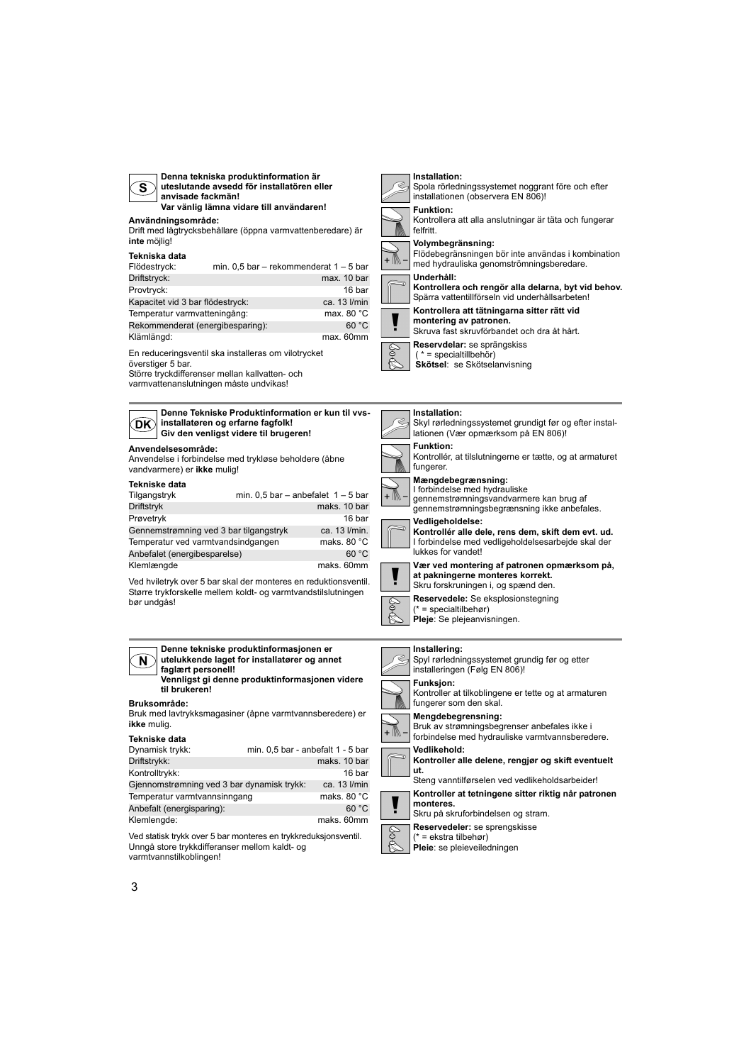## S

**Denna tekniska produktinformation är uteslutande avsedd för installatören eller anvisade fackmän!**
**Var vänlig lämna vidare till användaren!**

**Användningsområde:**
Drift med lågtrycksbehållare (öppna varmvattenberedare) är **inte** möjlig!

**Tekniska data**

| | |
|---|---|
| Flödestryck: | min. 0,5 bar – rekommenderat 1 – 5 bar |
| Driftstryck: | max. 10 bar |
| Provtryck: | 16 bar |
| Kapacitet vid 3 bar flödestryck: | ca. 13 l/min |
| Temperatur varmvatteningång: | max. 80 °C |
| Rekommenderat (energibesparing): | 60 °C |
| Klämlängd: | max. 60mm |

En reduceringsventil ska installeras om vilotrycket överstiger 5 bar.
Större tryckdifferenser mellan kallvatten- och varmvattenanslutningen måste undvikas!

**Installation:**
Spola rörledningssystemet noggrant före och efter installationen (observera EN 806)!

**Funktion:**
Kontrollera att alla anslutningar är täta och fungerar felfritt.

**Volymbegränsning:**
Flödebegränsningen bör inte användas i kombination med hydrauliska genomströmningsberedare.

**Underhåll:**
**Kontrollera och rengör alla delarna, byt vid behov.**
Spärra vattentillförseln vid underhållsarbeten!

**Kontrollera att tätningarna sitter rätt vid montering av patronen.**
Skruva fast skruvförbandet och dra åt hårt.

**Reservdelar:** se sprängskiss
( * = specialtillbehör)
**Skötsel**: se Skötselanvisning

## DK

**Denne Tekniske Produktinformation er kun til vvs-installatøren og erfarne fagfolk!**
**Giv den venligst videre til brugeren!**

**Anvendelsesområde:**
Anvendelse i forbindelse med trykløse beholdere (åbne vandvarmere) er **ikke** mulig!

**Tekniske data**

| | |
|---|---|
| Tilgangstryk | min. 0,5 bar – anbefalet 1 – 5 bar |
| Driftstryk | maks. 10 bar |
| Prøvetryk | 16 bar |
| Gennemstrømning ved 3 bar tilgangstryk | ca. 13 l/min. |
| Temperatur ved varmtvandsindgangen | maks. 80 °C |
| Anbefalet (energibesparelse) | 60 °C |
| Klemlængde | maks. 60mm |

Ved hviletryk over 5 bar skal der monteres en reduktionsventil.
Større trykforskelle mellem koldt- og varmtvandstilslutningen bør undgås!

**Installation:**
Skyl rørledningssystemet grundigt før og efter installationen (Vær opmærksom på EN 806)!

**Funktion:**
Kontrollér, at tilslutningerne er tætte, og at armaturet fungerer.

**Mængdebegrænsning:**
I forbindelse med hydrauliske gennemstrømningsvandvarmere kan brug af gennemstrømningsbegrænsning ikke anbefales.

**Vedligeholdelse:**
**Kontrollér alle dele, rens dem, skift dem evt. ud.**
I forbindelse med vedligeholdelsesarbejde skal der lukkes for vandet!

**Vær ved montering af patronen opmærksom på, at pakningerne monteres korrekt.**
Skru forskruningen i, og spænd den.

**Reservedele:** Se eksplosionstegning
(* = specialtilbehør)
**Pleje**: Se plejeanvisningen.

## N

**Denne tekniske produktinformasjonen er utelukkende laget for installatører og annet faglært personell!**
**Vennligst gi denne produktinformasjonen videre til brukeren!**

**Bruksområde:**
Bruk med lavtrykksmagasiner (åpne varmtvannsberedere) er **ikke** mulig.

**Tekniske data**

| | |
|---|---|
| Dynamisk trykk: | min. 0,5 bar - anbefalt 1 - 5 bar |
| Driftstrykk: | maks. 10 bar |
| Kontrolltrykk: | 16 bar |
| Gjennomstrømning ved 3 bar dynamisk trykk: | ca. 13 l/min |
| Temperatur varmtvannsinngang | maks. 80 °C |
| Anbefalt (energisparing): | 60 °C |
| Klemlengde: | maks. 60mm |

Ved statisk trykk over 5 bar monteres en trykkreduksjonsventil.
Unngå store trykkdifferanser mellom kaldt- og varmtvannstilkoblingen!

**Installering:**
Spyl rørledningssystemet grundig før og etter installeringen (Følg EN 806)!

**Funksjon:**
Kontroller at tilkoblingene er tette og at armaturen fungerer som den skal.

**Mengdebegrensning:**
Bruk av strømningsbegrenser anbefales ikke i forbindelse med hydrauliske varmtvannsberedere.

**Vedlikehold:**
**Kontroller alle delene, rengjør og skift eventuelt ut.**
Steng vanntilførselen ved vedlikeholdsarbeider!

**Kontroller at tetningene sitter riktig når patronen monteres.**
Skru på skruforbindelsen og stram.

**Reservedeler:** se sprengskisse
(* = ekstra tilbehør)
**Pleie**: se pleieveiledningen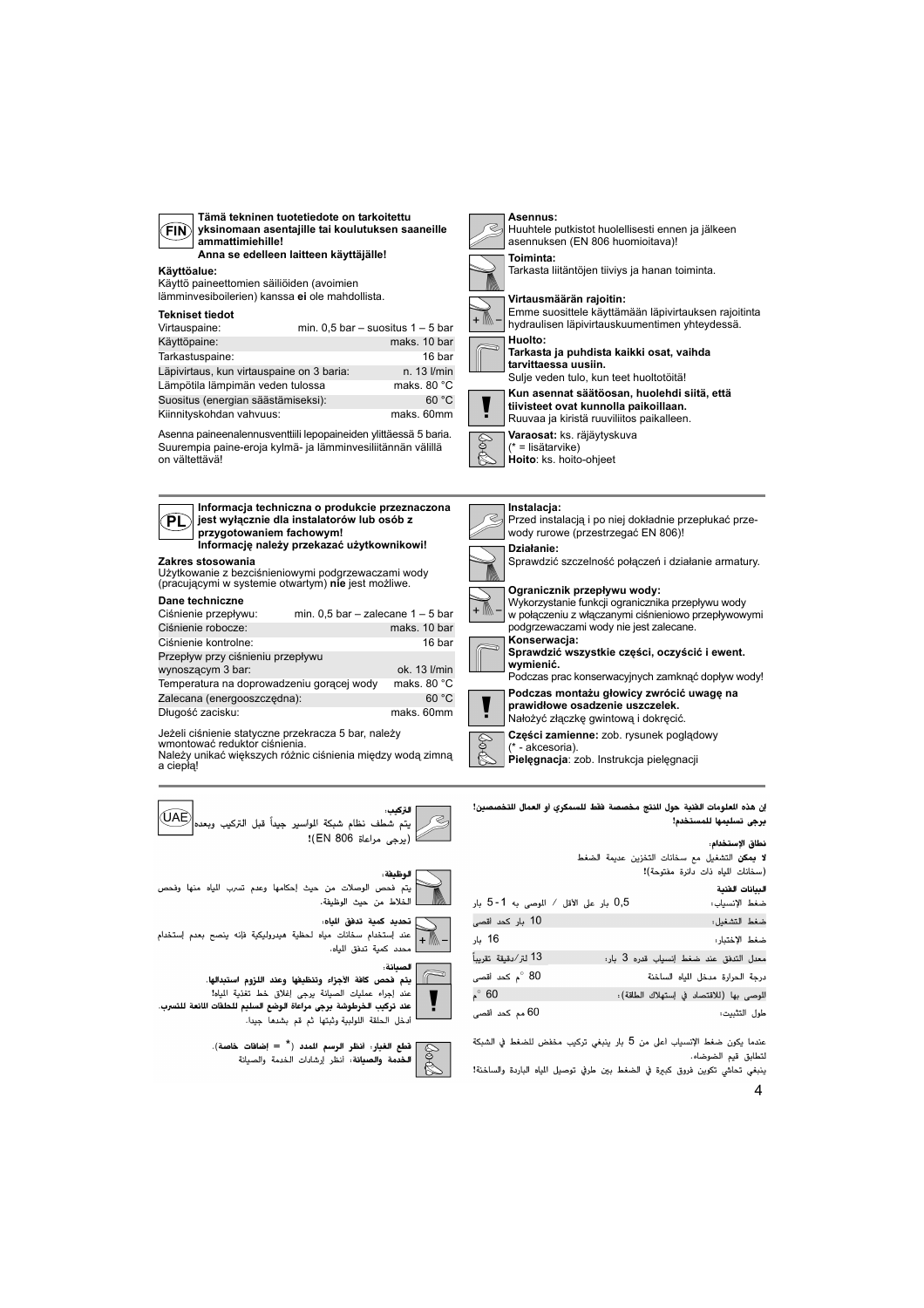## FIN

**Tämä tekninen tuotetiedote on tarkoitettu yksinomaan asentajille tai koulutuksen saaneille ammattimiehille!**
**Anna se edelleen laitteen käyttäjälle!**

**Käyttöalue:**
Käyttö paineettomien säiliöiden (avoimien lämminvesiboilerien) kanssa **ei** ole mahdollista.

**Tekniset tiedot**

| | |
|---|---|
| Virtauspaine: | min. 0,5 bar – suositus 1 – 5 bar |
| Käyttöpaine: | maks. 10 bar |
| Tarkastuspaine: | 16 bar |
| Läpivirtaus, kun virtauspaine on 3 baria: | n. 13 l/min |
| Lämpötila lämpimän veden tulossa | maks. 80 °C |
| Suositus (energian säästämiseksi): | 60 °C |
| Kiinnityskohdan vahvuus: | maks. 60mm |

Asenna paineenalennusventtiili lepopaineiden ylittäessä 5 baria. Suurempia paine-eroja kylmä- ja lämminvesiliitännän välillä on vältettävä!

**Asennus:**
Huuhtele putkistot huolellisesti ennen ja jälkeen asennuksen (EN 806 huomioitava)!

**Toiminta:**
Tarkasta liitäntöjen tiiviys ja hanan toiminta.

**Virtausmäärän rajoitin:**
Emme suosittele käyttämään läpivirtauksen rajoitinta hydraulisen läpivirtauskuumentimen yhteydessä.

**Huolto:**
**Tarkasta ja puhdista kaikki osat, vaihda tarvittaessa uusiin.**
Sulje veden tulo, kun teet huoltotöitä!

**Kun asennat säätöosan, huolehdi siitä, että tiivisteet ovat kunnolla paikoillaan.**
Ruuvaa ja kiristä ruuviliitos paikalleen.

**Varaosat:** ks. räjäytyskuva
(* = lisätarvike)
**Hoito**: ks. hoito-ohjeet

## PL

**Informacja techniczna o produkcie przeznaczona jest wyłącznie dla instalatorów lub osób z przygotowaniem fachowym!**
**Informację należy przekazać użytkownikowi!**

**Zakres stosowania**
Użytkowanie z bezciśnieniowymi podgrzewaczami wody (pracującymi w systemie otwartym) **nie** jest możliwe.

**Dane techniczne**

| | |
|---|---|
| Ciśnienie przepływu: | min. 0,5 bar – zalecane 1 – 5 bar |
| Ciśnienie robocze: | maks. 10 bar |
| Ciśnienie kontrolne: | 16 bar |
| Przepływ przy ciśnieniu przepływu wynoszącym 3 bar: | ok. 13 l/min |
| Temperatura na doprowadzeniu gorącej wody | maks. 80 °C |
| Zalecana (energooszczędna): | 60 °C |
| Długość zacisku: | maks. 60mm |

Jeżeli ciśnienie statyczne przekracza 5 bar, należy wmontować reduktor ciśnienia.
Należy unikać większych różnic ciśnienia między wodą zimną a ciepłą!

**Instalacja:**
Przed instalacją i po niej dokładnie przepłukać przewody rurowe (przestrzegać EN 806)!

**Działanie:**
Sprawdzić szczelność połączeń i działanie armatury.

**Ogranicznik przepływu wody:**
Wykorzystanie funkcji ogranicznika przepływu wody w połączeniu z włączanymi ciśnieniowo przepływowymi podgrzewaczami wody nie jest zalecane.

**Konserwacja:**
**Sprawdzić wszystkie części, oczyścić i ewent. wymienić.**
Podczas prac konserwacyjnych zamknąć dopływ wody!

**Podczas montażu głowicy zwrócić uwagę na prawidłowe osadzenie uszczelek.**
Nałożyć złączkę gwintową i dokręcić.

**Części zamienne:** zob. rysunek poglądowy
(* - akcesoria).
**Pielęgnacja**: zob. Instrukcja pielęgnacji

## UAE

**إن هذه المعلومات الفنية حول المنتج مخصصة فقط للسمكري او العمال المتخصصين!**
**يرجى تسليمها للمستخدم!**

**نطاق الإستخدام:**
**لا يمكن** التشغيل مع سخانات التخزين عديمة الضغط (سخانات المياه ذات دائرة مفتوحة)!

**البيانات الفنية**

| | |
|---|---|
| ضغط الإنسياب: | 0,5 بار على الاقل / الموصى به 1 - 5 بار |
| ضغط التشغيل: | 10 بار كحد اقصى |
| ضغط الإختبار: | 16 بار |
| معدل التدفق عند ضغط إنسياب قدره 3 بار: | 13 لتر/دقيقة تقريباً |
| درجة الحرارة مدخل المياه الساخنة | 80 °م كحد اقصى |
| الموصى بها (للاقتصاد في إستهلاك الطاقة): | 60 °م |
| طول التثبيت: | 60 مم كحد اقصى |

عندما يكون ضغط الإنسياب اعلى من 5 بار ينبغي تركيب مخفض للضغط في الشبكة لتطابق قيم الضوضاء.
ينبغي تحاشي تكوين فروق كبيرة في الضغط بين طرفي توصيل المياه الباردة والساخنة!

**التركيب:**
يتم شطف نظام شبكة المواسير جيداً قبل التركيب وبعده (يرجى مراعاة EN 806)!

**الوظيفة:**
يتم فحص الوصلات من حيث إحكامها وعدم تسرب المياه منها وفحص الخلاط من حيث الوظيفة.

**تحديد كمية تدفق المياه:**
عند إستخدام سخانات مياه لحظية هيدروليكية فإنه ينصح بعدم إستخدام محدد كمية تدفق المياه.

**الصيانة:**
**يتم فحص كافة الأجزاء وتنظيفها وعند اللزوم استبدالها.**
عند إجراء عمليات الصيانة يرجى إغلاق خط تغذية المياه!

**عند تركيب الخرطوشة يرجى مراعاة الوضع السليم للحلقات المانعة للتسرب.**
أدخل الحلقة اللولبية وثبتها ثم قم بشدها جيداً.

**قطع الغيار: انظر الرسم الممدد (* = إضافات خاصة).**
**الخدمة والصيانة:** انظر إرشادات الخدمة والصيانة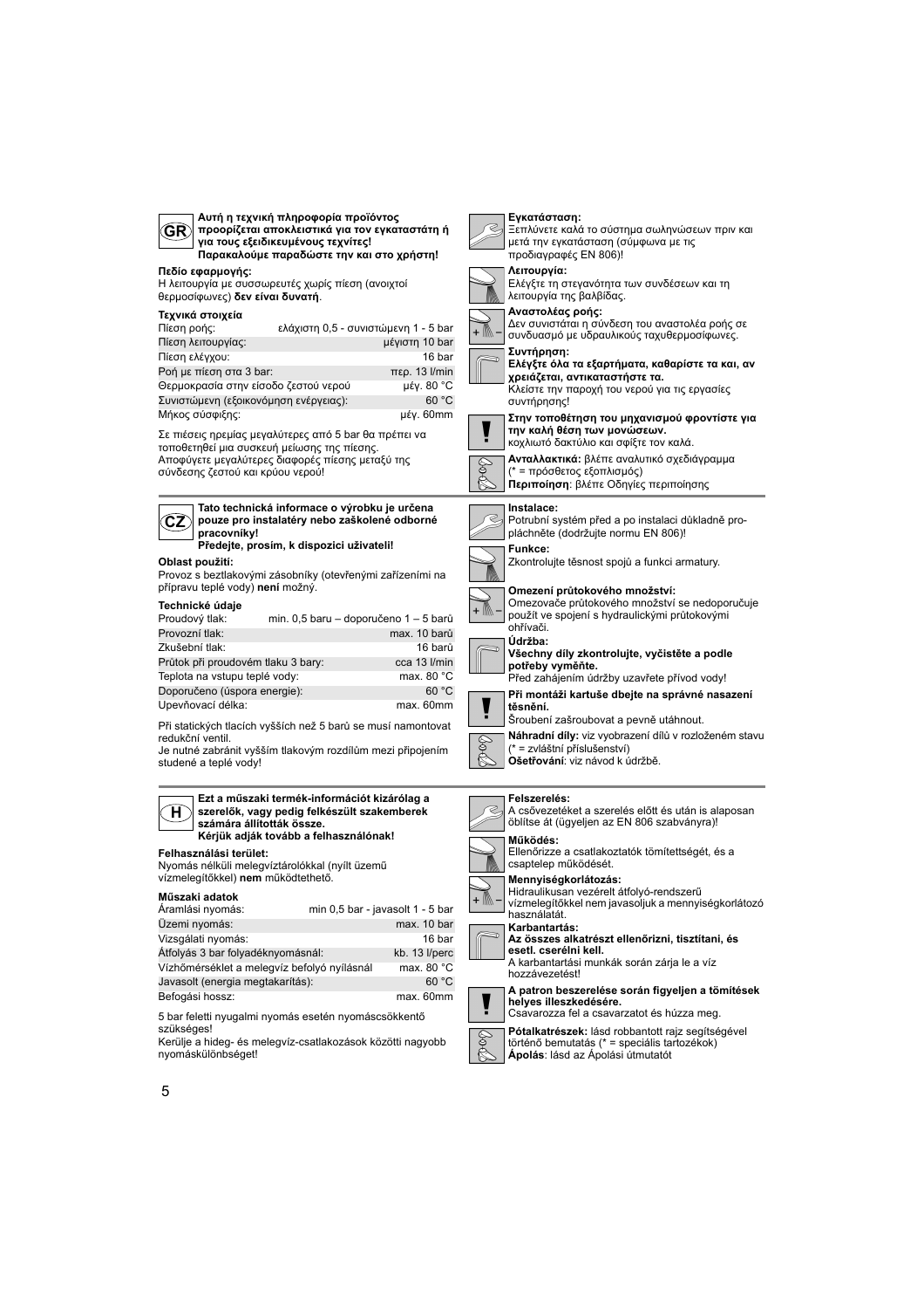## GR

**Αυτή η τεχνική πληροφορία προϊόντος προορίζεται αποκλειστικά για τον εγκαταστάτη ή για τους εξειδικευμένους τεχνίτες!**
**Παρακαλούμε παραδώστε την και στο χρήστη!**

**Πεδίο εφαρμογής:**
Η λειτουργία με συσσωρευτές χωρίς πίεση (ανοιχτοί θερμοσίφωνες) **δεν είναι δυνατή**.

**Τεχνικά στοιχεία**

| | |
|---|---|
| Πίεση ροής: | ελάχιστη 0,5 - συνιστώμενη 1 - 5 bar |
| Πίεση λειτουργίας: | μέγιστη 10 bar |
| Πίεση ελέγχου: | 16 bar |
| Ροή με πίεση στα 3 bar: | περ. 13 l/min |
| Θερμοκρασία στην είσοδο ζεστού νερού | μέγ. 80 °C |
| Συνιστώμενη (εξοικονόμηση ενέργειας): | 60 °C |
| Μήκος σύσφιξης: | μέγ. 60mm |

Σε πιέσεις ηρεμίας μεγαλύτερες από 5 bar θα πρέπει να τοποθετηθεί μια συσκευή μείωσης της πίεσης.
Αποφύγετε μεγαλύτερες διαφορές πίεσης μεταξύ της σύνδεσης ζεστού και κρύου νερού!

**Εγκατάσταση:**
Ξεπλύνετε καλά το σύστημα σωληνώσεων πριν και μετά την εγκατάσταση (σύμφωνα με τις προδιαγραφές EN 806)!

**Λειτουργία:**
Ελέγξτε τη στεγανότητα των συνδέσεων και τη λειτουργία της βαλβίδας.

**Αναστολέας ροής:**
Δεν συνιστάται η σύνδεση του αναστολέα ροής σε συνδυασμό με υδραυλικούς ταχυθερμοσίφωνες.

**Συντήρηση:**
**Ελέγξτε όλα τα εξαρτήματα, καθαρίστε τα και, αν χρειάζεται, αντικαταστήστε τα.**
Κλείστε την παροχή του νερού για τις εργασίες συντήρησης!

**Στην τοποθέτηση του μηχανισμού φροντίστε για την καλή θέση των μονώσεων.**
κοχλιωτό δακτύλιο και σφίξτε τον καλά.

**Ανταλλακτικά:** βλέπε αναλυτικό σχεδιάγραμμα (* = πρόσθετος εξοπλισμός)
**Περιποίηση**: βλέπε Οδηγίες περιποίησης

## CZ

**Tato technická informace o výrobku je určena pouze pro instalatéry nebo zaškolené odborné pracovníky!**
**Předejte, prosím, k dispozici uživateli!**

**Oblast použití:**
Provoz s beztlakovými zásobníky (otevřenými zařízeními na přípravu teplé vody) **není** možný.

**Technické údaje**

| | |
|---|---|
| Proudový tlak: | min. 0,5 baru – doporučeno 1 – 5 barů |
| Provozní tlak: | max. 10 barů |
| Zkušební tlak: | 16 barů |
| Průtok při proudovém tlaku 3 bary: | cca 13 l/min |
| Teplota na vstupu teplé vody: | max. 80 °C |
| Doporučeno (úspora energie): | 60 °C |
| Upevňovací délka: | max. 60mm |

Při statických tlacích vyšších než 5 barů se musí namontovat redukční ventil.
Je nutné zabránit vyšším tlakovým rozdílům mezi připojením studené a teplé vody!

**Instalace:**
Potrubní systém před a po instalaci důkladně propláchněte (dodržujte normu EN 806)!

**Funkce:**
Zkontrolujte těsnost spojů a funkci armatury.

**Omezení průtokového množství:**
Omezovače průtokového množství se nedoporučuje použít ve spojení s hydraulickými průtokovými ohřívači.

**Údržba:**
**Všechny díly zkontrolujte, vyčistěte a podle potřeby vyměňte.**
Před zahájením údržby uzavřete přívod vody!

**Při montáži kartuše dbejte na správné nasazení těsnění.**
Šroubení zašroubovat a pevně utáhnout.

**Náhradní díly:** viz vyobrazení dílů v rozloženém stavu (* = zvláštní příslušenství)
**Ošetřování**: viz návod k údržbě.

## H

**Ezt a műszaki termék-információt kizárólag a szerelők, vagy pedig felkészült szakemberek számára állították össze.**
**Kérjük adják tovább a felhasználónak!**

**Felhasználási terület:**
Nyomás nélküli melegvíztárolókkal (nyílt üzemű vízmelegítőkkel) **nem** működtethető.

**Műszaki adatok**

| | |
|---|---|
| Áramlási nyomás: | min 0,5 bar - javasolt 1 - 5 bar |
| Üzemi nyomás: | max. 10 bar |
| Vizsgálati nyomás: | 16 bar |
| Átfolyás 3 bar folyadéknyomásnál: | kb. 13 l/perc |
| Vízhőmérséklet a melegvíz befolyó nyílásnál | max. 80 °C |
| Javasolt (energia megtakarítás): | 60 °C |
| Befogási hossz: | max. 60mm |

5 bar feletti nyugalmi nyomás esetén nyomáscsökkentő szükséges!
Kerülje a hideg- és melegvíz-csatlakozások közötti nagyobb nyomáskülönbséget!

**Felszerelés:**
A csővezetéket a szerelés előtt és után is alaposan öblítse át (ügyeljen az EN 806 szabványra)!

**Működés:**
Ellenőrizze a csatlakoztatók tömítettségét, és a csaptelep működését.

**Mennyiségkorlátozás:**
Hidraulikusan vezérelt átfolyó-rendszerű vízmelegítőkkel nem javasoljuk a mennyiségkorlátozó használatát.

**Karbantartás:**
**Az összes alkatrészt ellenőrizni, tisztítani, és esetl. cserélni kell.**
A karbantartási munkák során zárja le a víz hozzávezetést!

**A patron beszerelése során figyeljen a tömítések helyes illeszkedésére.**
Csavarozza fel a csavarzatot és húzza meg.

**Pótalkatrészek:** lásd robbantott rajz segítségével történő bemutatás (* = speciális tartozékok)
**Ápolás**: lásd az Ápolási útmutatót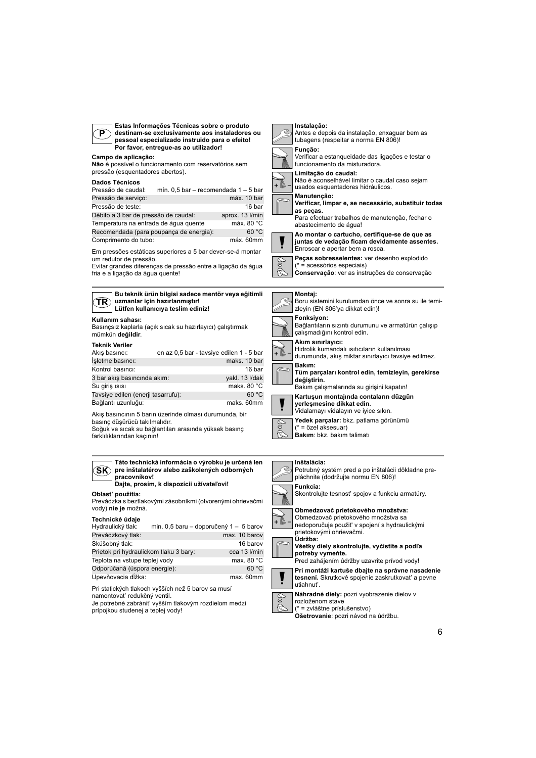**P**

**Estas Informações Técnicas sobre o produto destinam-se exclusivamente aos instaladores ou pessoal especializado instruido para o efeito! Por favor, entregue-as ao utilizador!**

**Campo de aplicação:**
**Não** é possível o funcionamento com reservatórios sem pressão (esquentadores abertos).

**Dados Técnicos**

| | |
|---|---|
| Pressão de caudal: | mín. 0,5 bar – recomendada 1 – 5 bar |
| Pressão de serviço: | máx. 10 bar |
| Pressão de teste: | 16 bar |
| Débito a 3 bar de pressão de caudal: | aprox. 13 l/min |
| Temperatura na entrada de água quente | máx. 80 °C |
| Recomendada (para poupança de energia): | 60 °C |
| Comprimento do tubo: | máx. 60mm |

Em pressões estáticas superiores a 5 bar dever-se-á montar um redutor de pressão.
Evitar grandes diferenças de pressão entre a ligação da água fria e a ligação da água quente!

**Instalação:**
Antes e depois da instalação, enxaguar bem as tubagens (respeitar a norma EN 806)!

**Função:**
Verificar a estanqueidade das ligações e testar o funcionamento da misturadora.

**Limitação do caudal:**
Não é aconselhável limitar o caudal caso sejam usados esquentadores hidráulicos.

**Manutenção:**
**Verificar, limpar e, se necessário, substituir todas as peças.**
Para efectuar trabalhos de manutenção, fechar o abastecimento de água!

**Ao montar o cartucho, certifique-se de que as juntas de vedação ficam devidamente assentes.** Enroscar e apertar bem a rosca.

**Peças sobresselentes:** ver desenho explodido
(* = acessórios especiais)
**Conservação**: ver as instruções de conservação

**TR**

**Bu teknik ürün bilgisi sadece mentör veya eğitimli uzmanlar için hazırlanmıştır! Lütfen kullanıcıya teslim ediniz!**

**Kullanım sahası:**
Basınçsız kaplarla (açık sıcak su hazırlayıcı) çalıştırmak mümkün **değildir**.

**Teknik Veriler**

| | |
|---|---|
| Akış basıncı: | en az 0,5 bar - tavsiye edilen 1 - 5 bar |
| İşletme basıncı: | maks. 10 bar |
| Kontrol basıncı: | 16 bar |
| 3 bar akış basıncında akım: | yakl. 13 l/dak |
| Su giriş ısısı | maks. 80 °C |
| Tavsiye edilen (enerji tasarrufu): | 60 °C |
| Bağlantı uzunluğu: | maks. 60mm |

Akış basıncının 5 barın üzerinde olması durumunda, bir basınç düşürücü takılmalıdır.
Soğuk ve sıcak su bağlantıları arasında yüksek basınç farklılıklarından kaçının!

**Montaj:**
Boru sistemini kurulumdan önce ve sonra su ile temizleyin (EN 806'ya dikkat edin)!

**Fonksiyon:**
Bağlantıların sızıntı durumunu ve armatürün çalışıp çalışmadığını kontrol edin.

**Akım sınırlayıcı:**
Hidrolik kumandalı ısıtıcıların kullanılması durumunda, akış miktar sınırlayıcı tavsiye edilmez.

**Bakım:**
**Tüm parçaları kontrol edin, temizleyin, gerekirse değiştirin.**
Bakım çalışmalarında su girişini kapatın!

**Kartuşun montajında contaların düzgün yerleşmesine dikkat edin.**
Vidalamayı vidalayın ve iyice sıkın.

**Yedek parçalar:** bkz. patlama görünümü
(* = özel aksesuar)
**Bakım**: bkz. bakım talimatı

**SK**

**Táto technická informácia o výrobku je určená len pre inštalatérov alebo zaškolených odborných pracovníkov! Dajte, prosím, k dispozícii užívateľovi!**

**Oblasť použitia:**
Prevádzka s beztlakovými zásobníkmi (otvorenými ohrievačmi vody) **nie je** možná.

**Technické údaje**

| | |
|---|---|
| Hydraulický tlak: | min. 0,5 baru – doporučený 1 – 5 barov |
| Prevádzkový tlak: | max. 10 barov |
| Skúšobný tlak: | 16 barov |
| Prietok pri hydraulickom tlaku 3 bary: | cca 13 l/min |
| Teplota na vstupe teplej vody | max. 80 °C |
| Odporúčaná (úspora energie): | 60 °C |
| Upevňovacia dĺžka: | max. 60mm |

Pri statických tlakoch vyšších než 5 barov sa musí namontovať redukčný ventil.
Je potrebné zabrániť vyšším tlakovým rozdielom medzi prípojkou studenej a teplej vody!

**Inštalácia:**
Potrubný systém pred a po inštalácii dôkladne prepláchnite (dodržujte normu EN 806)!

**Funkcia:**
Skontrolujte tesnosť spojov a funkciu armatúry.

**Obmedzovač prietokového množstva:**
Obmedzovač prietokového množstva sa nedoporučuje použiť v spojení s hydraulickými prietokovými ohrievačmi.

**Údržba:**
**Všetky diely skontrolujte, vyčistite a podľa potreby vymeňte.**
Pred zahájením údržby uzavrite prívod vody!

**Pri montáži kartuše dbajte na správne nasadenie tesnení.** Skrutkové spojenie zaskrutkovať a pevne utiahnuť.

**Náhradné diely:** pozri vyobrazenie dielov v rozloženom stave
(* = zvláštne príslušenstvo)
**Ošetrovanie**: pozri návod na údržbu.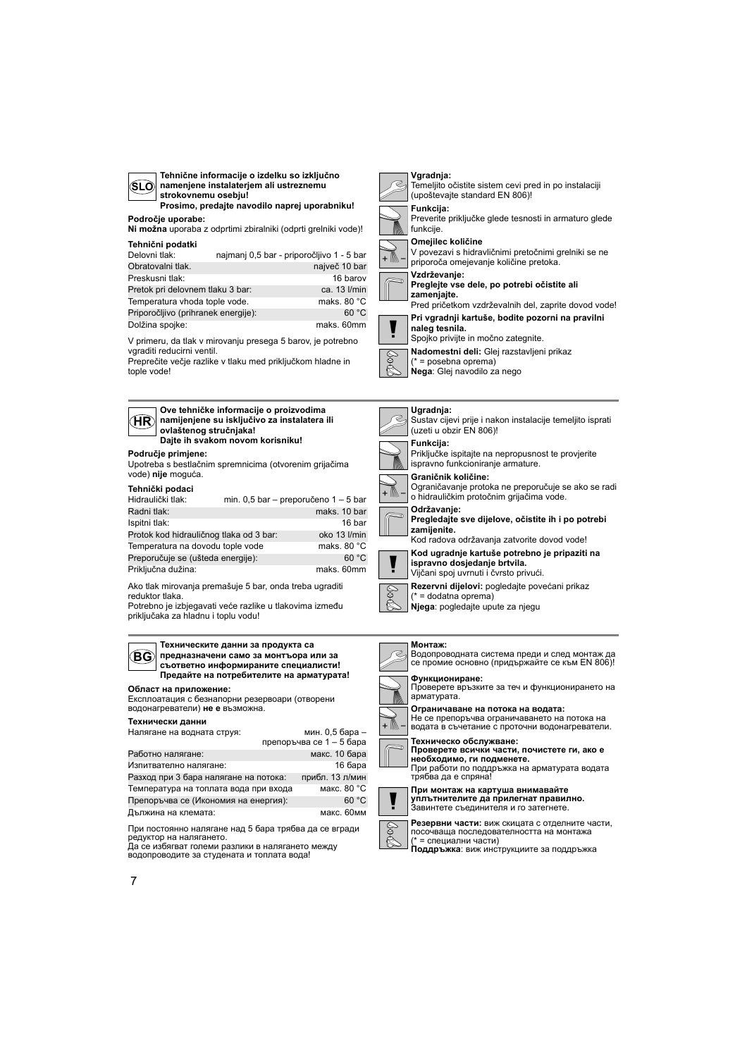## SLO

**Tehnične informacije o izdelku so izključno namenjene instalaterjem ali ustreznemu strokovnemu osebju!**
**Prosimo, predajte navodilo naprej uporabniku!**

**Področje uporabe:**
**Ni možna** uporaba z odprtimi zbiralniki (odprti grelniki vode)!

**Tehnični podatki**

| | |
|---|---|
| Delovni tlak: | najmanj 0,5 bar - priporočljivo 1 - 5 bar |
| Obratovalni tlak: | največ 10 bar |
| Preskusni tlak: | 16 barov |
| Pretok pri delovnem tlaku 3 bar: | ca. 13 l/min |
| Temperatura vhoda tople vode. | maks. 80 °C |
| Priporočljivo (prihranek energije): | 60 °C |
| Dolžina spojke: | maks. 60mm |

V primeru, da tlak v mirovanju presega 5 barov, je potrebno vgraditi reducirni ventil.
Preprečite večje razlike v tlaku med priključkom hladne in tople vode!

**Vgradnja:**
Temeljito očistite sistem cevi pred in po instalaciji (upoštevajte standard EN 806)!

**Funkcija:**
Preverite priključke glede tesnosti in armaturo glede funkcije.

**Omejilec količine**
V povezavi s hidravličnimi pretočnimi grelniki se ne priporoča omejevanje količine pretoka.

**Vzdrževanje:**
**Preglejte vse dele, po potrebi očistite ali zamenjajte.**
Pred pričetkom vzdrževalnih del, zaprite dovod vode!

**Pri vgradnji kartuše, bodite pozorni na pravilni naleg tesnila.**
Spojko privijte in močno zategnite.

**Nadomestni deli:** Glej razstavljeni prikaz
(* = posebna oprema)
**Nega**: Glej navodilo za nego

## HR

**Ove tehničke informacije o proizvodima namijenjene su isključivo za instalatera ili ovlaštenog stručnjaka!**
**Dajte ih svakom novom korisniku!**

**Područje primjene:**
Upotreba s bestlačnim spremnicima (otvorenim grijačima vode) **nije** moguća.

**Tehnički podaci**

| | |
|---|---|
| Hidraulički tlak: | min. 0,5 bar – preporučeno 1 – 5 bar |
| Radni tlak: | maks. 10 bar |
| Ispitni tlak: | 16 bar |
| Protok kod hidrauličnog tlaka od 3 bar: | oko 13 l/min |
| Temperatura na dovodu tople vode | maks. 80 °C |
| Preporučuje se (ušteda energije): | 60 °C |
| Priključna dužina: | maks. 60mm |

Ako tlak mirovanja premašuje 5 bar, onda treba ugraditi reduktor tlaka.
Potrebno je izbjegavati veće razlike u tlakovima između priključaka za hladnu i toplu vodu!

**Ugradnja:**
Sustav cijevi prije i nakon instalacije temeljito isprati (uzeti u obzir EN 806)!

**Funkcija:**
Priključke ispitajte na nepropusnost te provjerite ispravno funkcioniranje armature.

**Graničnik količine:**
Ograničavanje protoka ne preporučuje se ako se radi o hidrauličkim protočnim grijačima vode.

**Održavanje:**
**Pregledajte sve dijelove, očistite ih i po potrebi zamijenite.**
Kod radova održavanja zatvorite dovod vode!

**Kod ugradnje kartuše potrebno je pripaziti na ispravno dosjedanje brtvila.**
Vijčani spoj uvrnuti i čvrsto privući.

**Rezervni dijelovi:** pogledajte povećani prikaz
(* = dodatna oprema)
**Njega**: pogledajte upute za njegu

## BG

**Техническите данни за продукта са предназначени само за монтьора или за съответно информираните специалисти!**
**Предайте на потребителите на арматурата!**

**Област на приложение:**
Експлоатация с безнапорни резервоари (отворени водонагреватели) **не е** възможна.

**Технически данни**

| | |
|---|---|
| Налягане на водната струя: | мин. 0,5 бара – препоръчва се 1 – 5 бара |
| Работно налягане: | макс. 10 бара |
| Изпитвателно налягане: | 16 бара |
| Разход при 3 бара налягане на потока: | прибл. 13 л/мин |
| Температура на топлата вода при входа | макс. 80 °C |
| Препоръчва се (Икономия на енергия): | 60 °C |
| Дължина на клемата: | макс. 60мм |

При постоянно налягане над 5 бара трябва да се вгради редуктор на налягането.
Да се избягват големи разлики в налягането между водопроводите за студената и топлата вода!

**Монтаж:**
Водопроводната система преди и след монтаж да се промие основно (придържайте се към EN 806)!

**Функциониране:**
Проверете връзките за теч и функционирането на арматурата.

**Ограничаване на потока на водата:**
Не се препоръчва ограничаването на потока на водата в съчетание с проточни водонагреватели.

**Техническо обслужване:**
**Проверете всички части, почистете ги, ако е необходимо, ги подменете.**
При работи по поддръжка на арматурата водата трябва да е спряна!

**При монтаж на картуша внимавайте уплътнителите да прилегнат правилно.**
Завинтете съединителя и го затегнете.

**Резервни части:** виж скицата с отделните части, посочваща последователността на монтажа
(* = специални части)
**Поддръжка**: виж инструкциите за поддръжка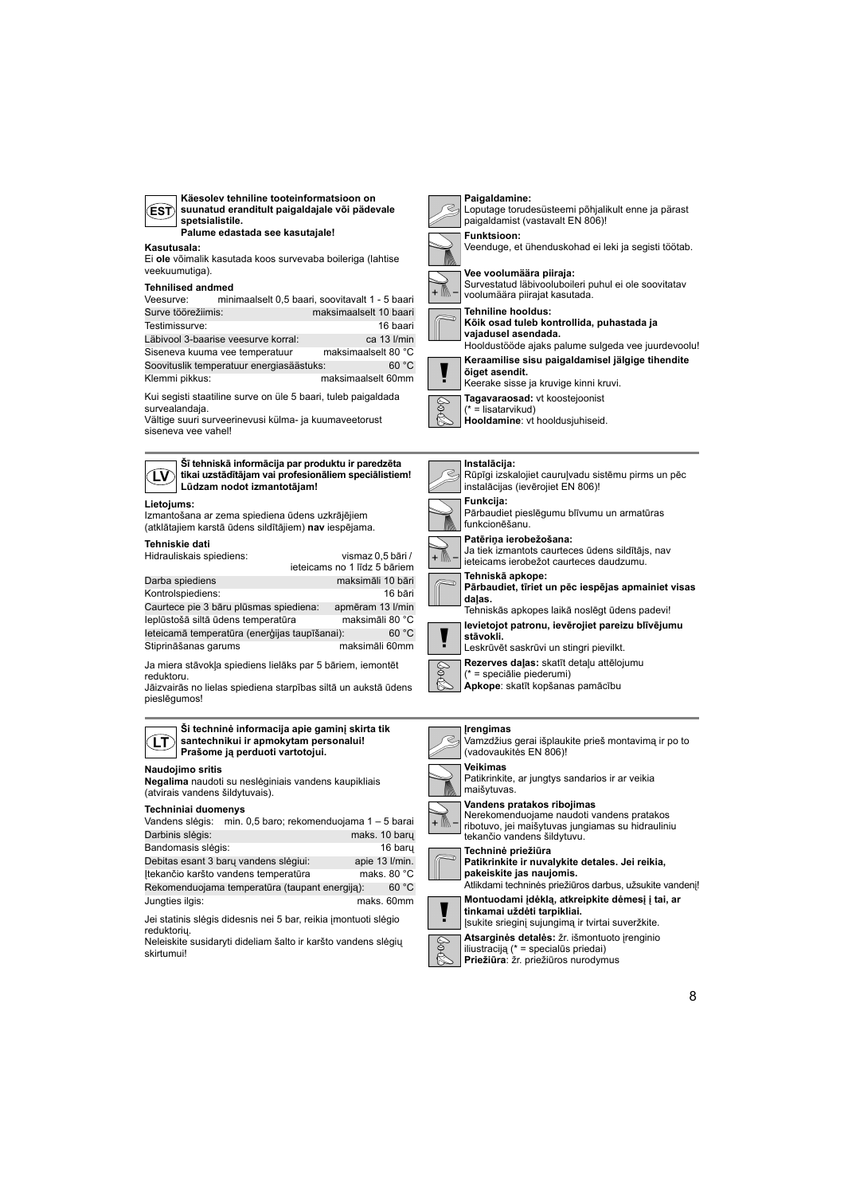**EST**

**Käesolev tehniline tooteinformatsioon on suunatud eranditult paigaldajale või pädevale spetsialistile.**
**Palume edastada see kasutajale!**

**Kasutusala:**
Ei **ole** võimalik kasutada koos survevaba boileriga (lahtise veekuumutiga).

**Tehnilised andmed**

| | |
|---|---|
| Veesurve: | minimaalselt 0,5 baari, soovitavalt 1 - 5 baari |
| Surve töörežiimis: | maksimaalselt 10 baari |
| Testimissurve: | 16 baari |
| Läbivool 3-baarise veesurve korral: | ca 13 l/min |
| Siseneva kuuma vee temperatuur | maksimaalselt 80 °C |
| Soovituslik temperatuur energiasäästuks: | 60 °C |
| Klemmi pikkus: | maksimaalselt 60mm |

Kui segisti staatiline surve on üle 5 baari, tuleb paigaldada survealandaja.
Vältige suuri surveerinevusi külma- ja kuumaveetorust siseneva vee vahel!

**Paigaldamine:**
Loputage torudesüsteemi põhjalikult enne ja pärast paigaldamist (vastavalt EN 806)!

**Funktsioon:**
Veenduge, et ühenduskohad ei leki ja segisti töötab.

**Vee voolumäära piiraja:**
Survestatud läbivooluboileri puhul ei ole soovitatav voolumäära piirajat kasutada.

**Tehniline hooldus:**
**Kõik osad tuleb kontrollida, puhastada ja vajadusel asendada.**
Hooldustööde ajaks palume sulgeda vee juurdevoolu!

**Keraamilise sisu paigaldamisel jälgige tihendite õiget asendit.**
Keerake sisse ja kruvige kinni kruvi.

**Tagavaraosad:** vt koostejoonist
(* = lisatarvikud)
**Hooldamine**: vt hooldusjuhiseid.

**LV**

**Šī tehniskā informācija par produktu ir paredzēta tikai uzstādītājam vai profesionāliem speciālistiem! Lūdzam nodot izmantotājam!**

**Lietojums:**
Izmantošana ar zema spiediena ūdens uzkrājējiem (atklātajiem karstā ūdens sildītājiem) **nav** iespējama.

**Tehniskie dati**

| | |
|---|---|
| Hidrauliskais spiediens: | vismaz 0,5 bāri / ieteicams no 1 līdz 5 bāriem |
| Darba spiediens | maksimāli 10 bāri |
| Kontrolspiediens: | 16 bāri |
| Caurtece pie 3 bāru plūsmas spiediena: | apmēram 13 l/min |
| Ieplūstošā siltā ūdens temperatūra | maksimāli 80 °C |
| Ieteicamā temperatūra (enerģijas taupīšanai): | 60 °C |
| Stiprināšanas garums | maksimāli 60mm |

Ja miera stāvokļa spiediens lielāks par 5 bāriem, iemontēt reduktoru.
Jāizvairās no lielas spiediena starpības siltā un aukstā ūdens pieslēgumos!

**Instalācija:**
Rūpīgi izskalojiet cauruļvadu sistēmu pirms un pēc instalācijas (ievērojiet EN 806)!

**Funkcija:**
Pārbaudiet pieslēgumu blīvumu un armatūras funkcionēšanu.

**Patēriņa ierobežošana:**
Ja tiek izmantots caurteces ūdens sildītājs, nav ieteicams ierobežot caurteces daudzumu.

**Tehniskā apkope:**
**Pārbaudiet, tīriet un pēc iespējas apmainiet visas daļas.**
Tehniskās apkopes laikā noslēgt ūdens padevi!

**Ievietojot patronu, ievērojiet pareizu blīvējumu stāvokli.**
Leskrūvēt saskrūvi un stingri pievilkt.

**Rezerves daļas:** skatīt detaļu attēlojumu
(* = speciālie piederumi)
**Apkope**: skatīt kopšanas pamācību

**LT**

**Ši techninė informacija apie gaminį skirta tik santechnikui ir apmokytam personalui! Prašome ją perduoti vartotojui.**

**Naudojimo sritis**
**Negalima** naudoti su neslėginiais vandens kaupikliais (atvirais vandens šildytuvais).

**Techniniai duomenys**

| | |
|---|---|
| Vandens slėgis: | min. 0,5 baro; rekomenduojama 1 – 5 barai |
| Darbinis slėgis: | maks. 10 barų |
| Bandomasis slėgis: | 16 barų |
| Debitas esant 3 barų vandens slėgiui: | apie 13 l/min. |
| Įtekančio karšto vandens temperatūra | maks. 80 °C |
| Rekomenduojama temperatūra (taupant energiją): | 60 °C |
| Jungties ilgis: | maks. 60mm |

Jei statinis slėgis didesnis nei 5 bar, reikia įmontuoti slėgio reduktorių.
Neleiskite susidaryti dideliam šalto ir karšto vandens slėgių skirtumui!

**Įrengimas**
Vamzdžius gerai išplaukite prieš montavimą ir po to (vadovaukitės EN 806)!

**Veikimas**
Patikrinkite, ar jungtys sandarios ir ar veikia maišytuvas.

**Vandens pratakos ribojimas**
Nerekomenduojame naudoti vandens pratakos ribotuvo, jei maišytuvas jungiamas su hidrauliniu tekančio vandens šildytuvu.

**Techninė priežiūra**
**Patikrinkite ir nuvalykite detales. Jei reikia, pakeiskite jas naujomis.**
Atlikdami techninės priežiūros darbus, užsukite vandenį!

**Montuodami įdėklą, atkreipkite dėmesį į tai, ar tinkamai uždėti tarpikliai.**
Įsukite srieginį sujungimą ir tvirtai suveržkite.

**Atsarginės detalės:** žr. išmontuoto įrenginio iliustraciją (* = specialūs priedai)
**Priežiūra**: žr. priežiūros nurodymus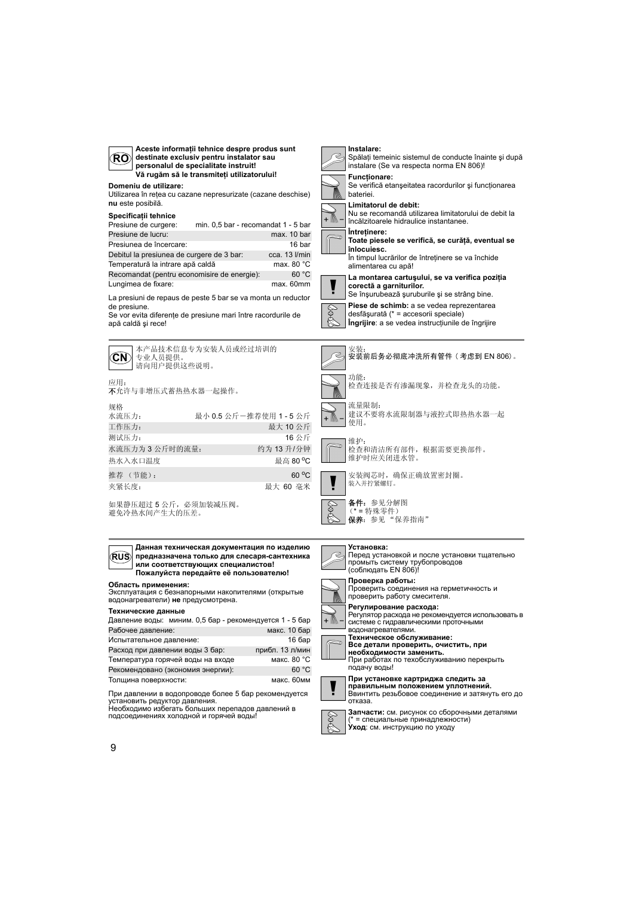## RO

**Aceste informații tehnice despre produs sunt destinate exclusiv pentru instalator sau personalul de specialitate instruit!**
**Vă rugăm să le transmiteți utilizatorului!**

**Domeniu de utilizare:**
Utilizarea în rețea cu cazane nepresurizate (cazane deschise) **nu** este posibilă.

**Specificații tehnice**

| | |
|---|---|
| Presiune de curgere: | min. 0,5 bar - recomandat 1 - 5 bar |
| Presiune de lucru: | max. 10 bar |
| Presiunea de încercare: | 16 bar |
| Debitul la presiunea de curgere de 3 bar: | cca. 13 l/min |
| Temperatură la intrare apă caldă | max. 80 °C |
| Recomandat (pentru economisire de energie): | 60 °C |
| Lungimea de fixare: | max. 60mm |

La presiuni de repaus de peste 5 bar se va monta un reductor de presiune.
Se vor evita diferențe de presiune mari între racordurile de apă caldă și rece!

**Instalare:**
Spălați temeinic sistemul de conducte înainte și după instalare (Se va respecta norma EN 806)!

**Funcționare:**
Se verifică etanșeitatea racordurilor și funcționarea bateriei.

**Limitatorul de debit:**
Nu se recomandă utilizarea limitatorului de debit la încălzitoarele hidraulice instantanee.

**Întreținere:**
**Toate piesele se verifică, se curăță, eventual se înlocuiesc.**
În timpul lucrărilor de întreținere se va închide alimentarea cu apă!

**La montarea cartușului, se va verifica poziția corectă a garniturilor.**
Se înșurubează șuruburile și se strâng bine.

**Piese de schimb:** a se vedea reprezentarea desfășurată (* = accesorii speciale)
**Îngrijire**: a se vedea instrucțiunile de îngrijire

## CN

本产品技术信息专为安装人员或经过培训的专业人员提供。
请向用户提供这些说明。

应用：
**不**允许与非增压式蓄热热水器一起操作。

规格

| | |
|---|---|
| 水流压力： | 最小 0.5 公斤－推荐使用 1 - 5 公斤 |
| 工作压力： | 最大 10 公斤 |
| 测试压力： | 16 公斤 |
| 水流压力为 3 公斤时的流量： | 约为 13 升/分钟 |
| 热水入水口温度 | 最高 80 °C |
| 推荐（节能）： | 60 °C |
| 夹紧长度： | 最大 60 毫米 |

如果静压超过 5 公斤，必须加装减压阀。
避免冷热水间产生大的压差。

安装：
**安装前后务必彻底冲洗所有管件（考虑到 EN 806）。**

功能：
检查连接是否有渗漏现象，并检查龙头的功能。

流量限制：
建议不要将水流限制器与液控式即热热水器一起使用。

维护：
检查和清洁所有部件，根据需要更换部件。
维护时应关闭进水管。

安装阀芯时，确保正确放置密封圈。
装入并拧紧螺钉。

**备件：**参见分解图
（* = 特殊零件）
**保养：**参见 "保养指南"

## RUS

**Данная техническая документация по изделию предназначена только для слесаря-сантехника или соответствующих специалистов!**
**Пожалуйста передайте её пользователю!**

**Область применения:**
Эксплуатация с безнапорными накопителями (открытые водонагреватели) **не** предусмотрена.

**Технические данные**

| | |
|---|---|
| Давление воды: | миним. 0,5 бар - рекомендуется 1 - 5 бар |
| Рабочее давление: | макс. 10 бар |
| Испытательное давление: | 16 бар |
| Расход при давлении воды 3 бар: | прибл. 13 л/мин |
| Температура горячей воды на входе | макс. 80 °C |
| Рекомендовано (экономия энергии): | 60 °C |
| Толщина поверхности: | макс. 60мм |

При давлении в водопроводе более 5 бар рекомендуется установить редуктор давления.
Необходимо избегать больших перепадов давлений в подсоединениях холодной и горячей воды!

**Установка:**
Перед установкой и после установки тщательно промыть систему трубопроводов (соблюдать EN 806)!

**Проверка работы:**
Проверить соединения на герметичность и проверить работу смесителя.

**Регулирование расхода:**
Регулятор расхода не рекомендуется использовать в системе с гидравлическими проточными водонагревателями.

**Техническое обслуживание:**
**Все детали проверить, очистить, при необходимости заменить.**
При работах по техобслуживанию перекрыть подачу воды!

**При установке картриджа следить за правильным положением уплотнений.**
Ввинтить резьбовое соединение и затянуть его до отказа.

**Запчасти:** см. рисунок со сборочными деталями (* = специальные принадлежности)
**Уход**: см. инструкцию по уходу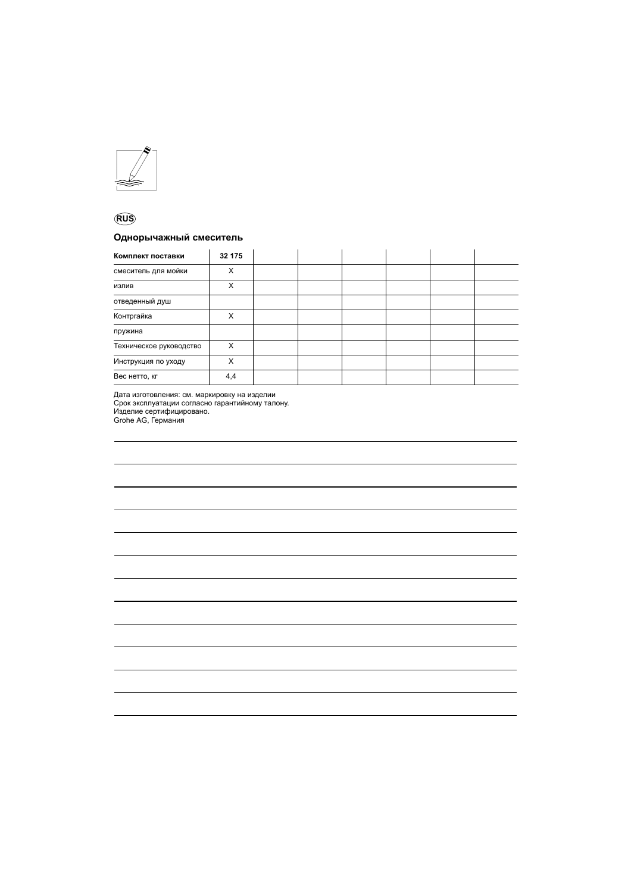RUS

## Однорычажный смеситель

| Комплект поставки | 32 175 | | | | | | |
|---|---|---|---|---|---|---|---|
| смеситель для мойки | X | | | | | | |
| излив | X | | | | | | |
| отведенный душ | | | | | | | |
| Контргайка | X | | | | | | |
| пружина | | | | | | | |
| Техническое руководство | X | | | | | | |
| Инструкция по уходу | X | | | | | | |
| Вес нетто, кг | 4,4 | | | | | | |

Дата изготовления: см. маркировку на изделии
Срок эксплуатации согласно гарантийному талону.
Изделие сертифицировано.
Grohe AG, Германия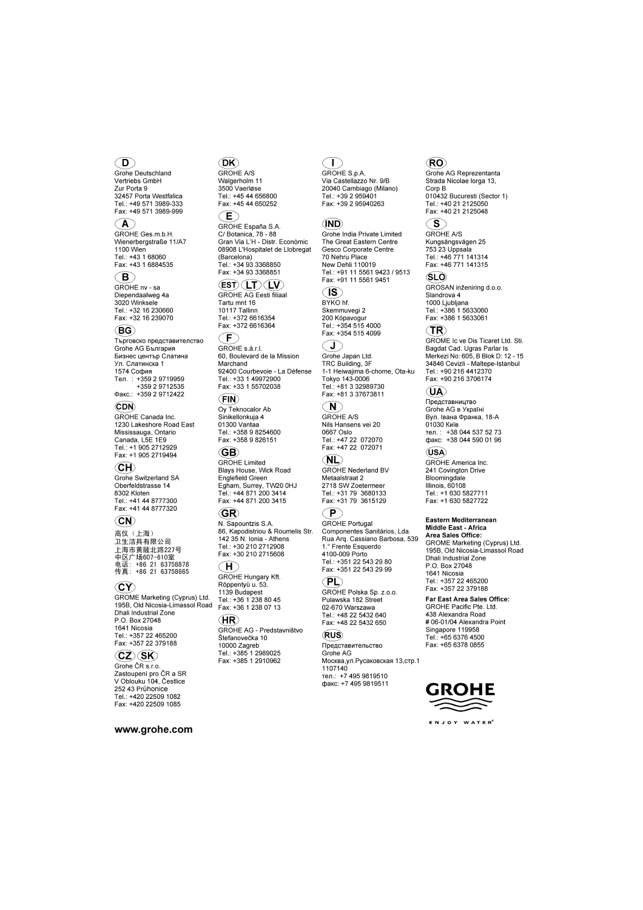**D**

Grohe Deutschland
Vertriebs GmbH
Zur Porta 9
32457 Porta Westfalica
Tel.: +49 571 3989-333
Fax: +49 571 3989-999

**A**

GROHE Ges.m.b.H.
Wienerbergstraße 11/A7
1100 Wien
Tel.: +43 1 68060
Fax: +43 1 6884535

**B**

GROHE nv - sa
Diependaalweg 4a
3020 Winksele
Tel.: +32 16 230660
Fax: +32 16 239070

**BG**

Търговско представителство
Grohe AG България
Бизнес център Слатина
Ул. Слатинска 1
1574 София
Тел. : +359 2 9719959
+359 2 9712535
Факс.: +359 2 9712422

**CDN**

GROHE Canada Inc.
1230 Lakeshore Road East
Mississauga, Ontario
Canada, L5E 1E9
Tel.: +1 905 2712929
Fax: +1 905 2719494

**CH**

Grohe Switzerland SA
Oberfeldstrasse 14
8302 Kloten
Tel.: +41 44 8777300
Fax: +41 44 8777320

**CN**

高仪（上海）
卫生洁具有限公司
上海市黄陂北路227号
中区广场607-610室
电话：+86 21 63758878
传真：+86 21 63758665

**CY**

GROME Marketing (Cyprus) Ltd.
195B, Old Nicosia-Limassol Road
Dhali Industrial Zone
P.O. Box 27048
1641 Nicosia
Tel.: +357 22 465200
Fax: +357 22 379188

**CZ SK**

Grohe ČR s.r.o.
Zastoupení pro ČR a SR
V Oblouku 104, Čestlice
252 43 Průhonice
Tel.: +420 22509 1082
Fax: +420 22509 1085

**DK**

GROHE A/S
Walgerholm 11
3500 Vaerløse
Tel.: +45 44 656800
Fax: +45 44 650252

**E**

GROHE España S.A.
C/ Botanica, 78 - 88
Gran Via L'H - Distr. Econòmic
08908 L'Hospitalet de Llobregat
(Barcelona)
Tel.: +34 93 3368850
Fax: +34 93 3368851

**EST LT LV**

GROHE AG Eesti filiaal
Tartu mnt 16
10117 Tallinn
Tel.: +372 6616354
Fax: +372 6616364

**F**

GROHE s.à.r.l.
60, Boulevard de la Mission
Marchand
92400 Courbevoie - La Défense
Tel.: +33 1 49972900
Fax: +33 1 55702038

**FIN**

Oy Teknocalor Ab
Sinikellonkuja 4
01300 Vantaa
Tel.: +358 9 8254600
Fax: +358 9 826151

**GB**

GROHE Limited
Blays House, Wick Road
Englefield Green
Egham, Surrey, TW20 0HJ
Tel.: +44 871 200 3414
Fax: +44 871 200 3415

**GR**

N. Sapountzis S.A.
86, Kapodistriou & Roumelis Str.
142 35 N. Ionia - Athens
Tel.: +30 210 2712908
Fax: +30 210 2715608

**H**

GROHE Hungary Kft.
Röppentyü u. 53.
1139 Budapest
Tel.: +36 1 238 80 45
Fax: +36 1 238 07 13

**HR**

GROHE AG - Predstavništvo
Štefanovečka 10
10000 Zagreb
Tel.: +385 1 2989025
Fax: +385 1 2910962

**I**

GROHE S.p.A.
Via Castellazzo Nr. 9/B
20040 Cambiago (Milano)
Tel.: +39 2 959401
Fax: +39 2 95940263

**IND**

Grohe India Private Limited
The Great Eastern Centre
Gesco Corporate Centre
70 Nehru Place
New Dehli 110019
Tel.: +91 11 5561 9423 / 9513
Fax: +91 11 5561 9451

**IS**

BYKO hf.
Skemmuvegi 2
200 Kópavogur
Tel.: +354 515 4000
Fax: +354 515 4099

**J**

Grohe Japan Ltd.
TRC Building, 3F
1-1 Heiwajima 6-chome, Ota-ku
Tokyo 143-0006
Tel.: +81 3 32989730
Fax: +81 3 37673811

**N**

GROHE A/S
Nils Hansens vei 20
0667 Oslo
Tel.: +47 22 072070
Fax: +47 22 072071

**NL**

GROHE Nederland BV
Metaalstraat 2
2718 SW Zoetermeer
Tel.: +31 79 3680133
Fax: +31 79 3615129

**P**

GROHE Portugal
Componentes Sanitários, Lda.
Rua Arq. Cassiano Barbosa, 539
1.° Frente Esquerdo
4100-009 Porto
Tel.: +351 22 543 29 80
Fax: +351 22 543 29 99

**PL**

GROHE Polska Sp. z.o.o.
Pulawska 182 Street
02-670 Warszawa
Tel.: +48 22 5432 640
Fax: +48 22 5432 650

**RUS**

Представительство
Grohe AG
Москва,ул.Русаковская 13,стр.1
1107140
тел.: +7 495 9819510
факс: +7 495 9819511

**RO**

Grohe AG Reprezentanta
Strada Nicolae Iorga 13,
Corp B
010432 Bucuresti (Sector 1)
Tel.: +40 21 2125050
Fax: +40 21 2125048

**S**

GROHE A/S
Kungsängsvägen 25
753 23 Uppsala
Tel.: +46 771 141314
Fax: +46 771 141315

**SLO**

GROSAN inženiring d.o.o.
Slandrova 4
1000 Ljubljana
Tel.: +386 1 5633060
Fax: +386 1 5633061

**TR**

GROME Ic ve Dis Ticaret Ltd. Sti.
Bagdat Cad. Ugras Parlar Is
Merkezi No: 605, B Blok D: 12 - 15
34846 Cevizli - Maltepe-Istanbul
Tel.: +90 216 4412370
Fax: +90 216 3706174

**UA**

Представництво
Grohe AG в Україні
Вул. Івана Франка, 18-А
01030 Київ
тел. : +38 044 537 52 73
факс: +38 044 590 01 96

**USA**

GROHE America Inc.
241 Covington Drive
Bloomingdale
Illinois, 60108
Tel.: +1 630 5827711
Fax: +1 630 5827722

**Eastern Mediterranean**
**Middle East - Africa**
**Area Sales Office:**
GROME Marketing (Cyprus) Ltd.
195B, Old Nicosia-Limassol Road
Dhali Industrial Zone
P.O. Box 27048
1641 Nicosia
Tel.: +357 22 465200
Fax: +357 22 379188

**Far East Area Sales Office:**
GROHE Pacific Pte. Ltd.
438 Alexandra Road
# 06-01/04 Alexandra Point
Singapore 119958
Tel.: +65 6376 4500
Fax: +65 6378 0855

GROHE
ENJOY WATER®

**www.grohe.com**